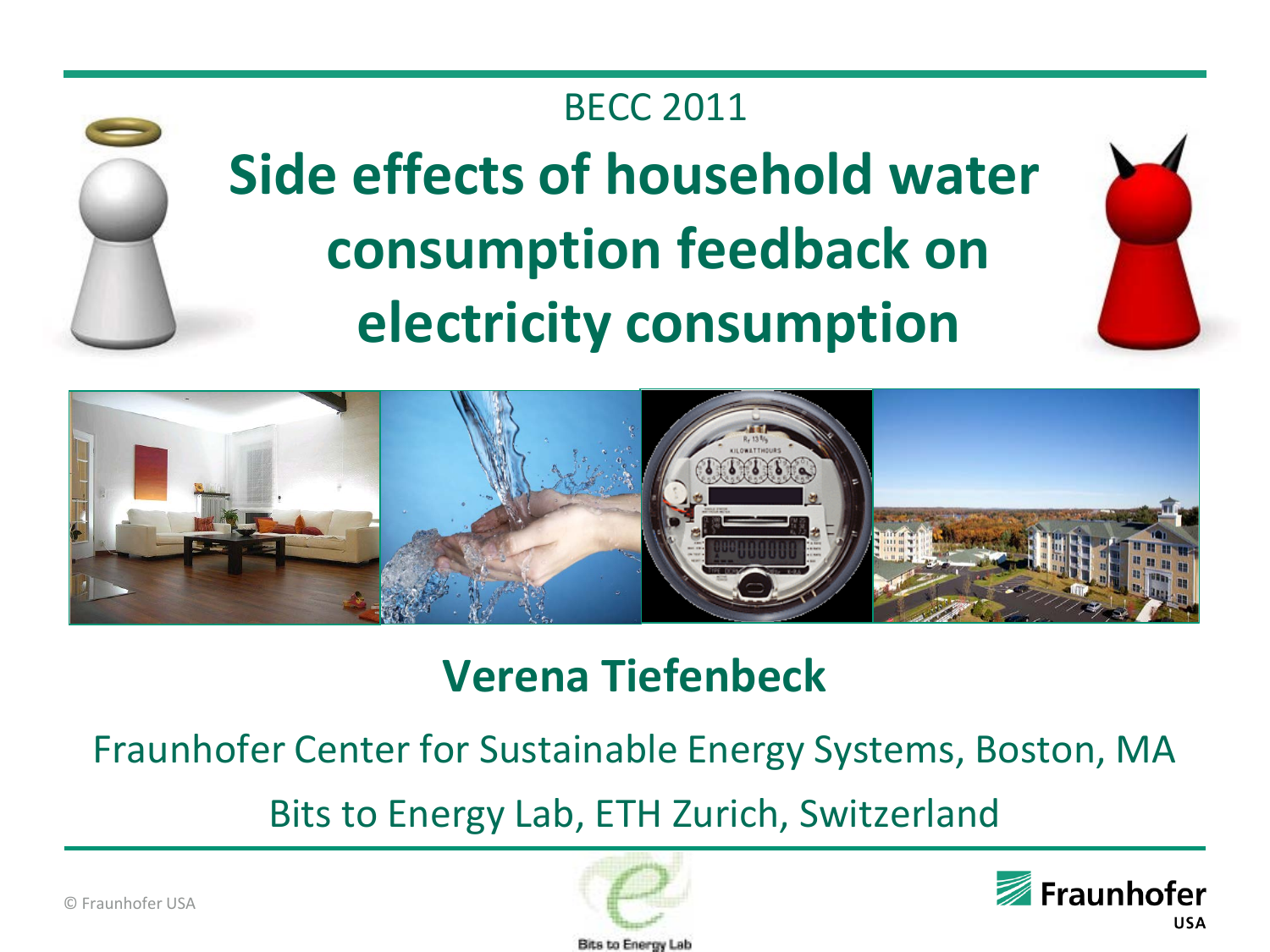BECC 2011

# Side effects of household water consumption feedback on electricity consumption

## Verena Tiefenbeck

Fraunhofer Center for Sustainable Energy Systems, Boston, MA

Bits to Energy Lab, ETH Zurich, Switzerland

© Fraunhofer USA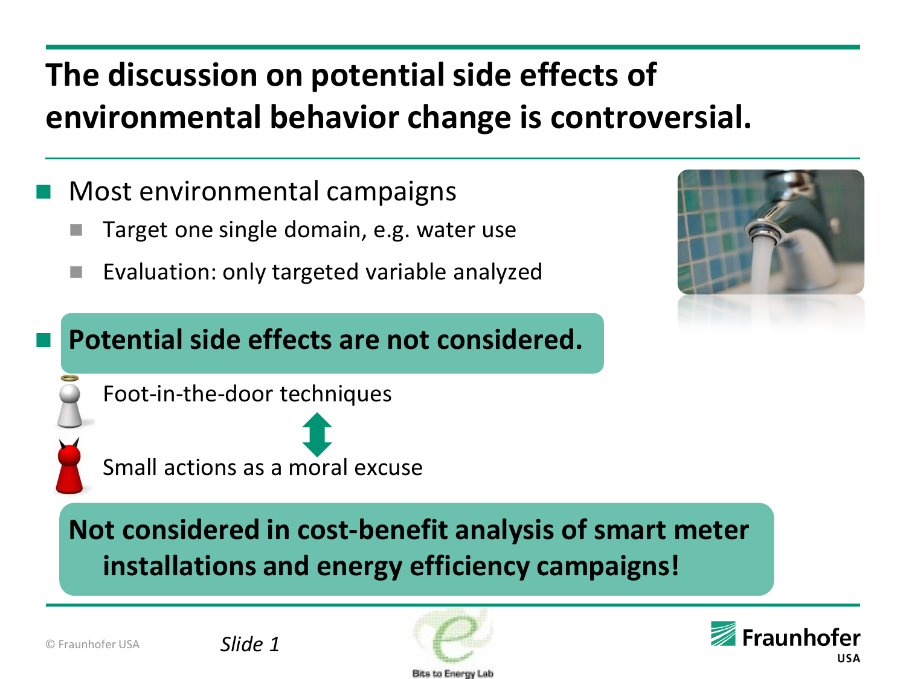# The discussion on potential side effects of environmental behavior change is controversial.

- Most environmental campaigns
  - Target one single domain, e.g. water use
  - Evaluation: only targeted variable analyzed
- **Potential side effects are not considered.**

Foot-in-the-door techniques

↕

Small actions as a moral excuse

**Not considered in cost-benefit analysis of smart meter installations and energy efficiency campaigns!**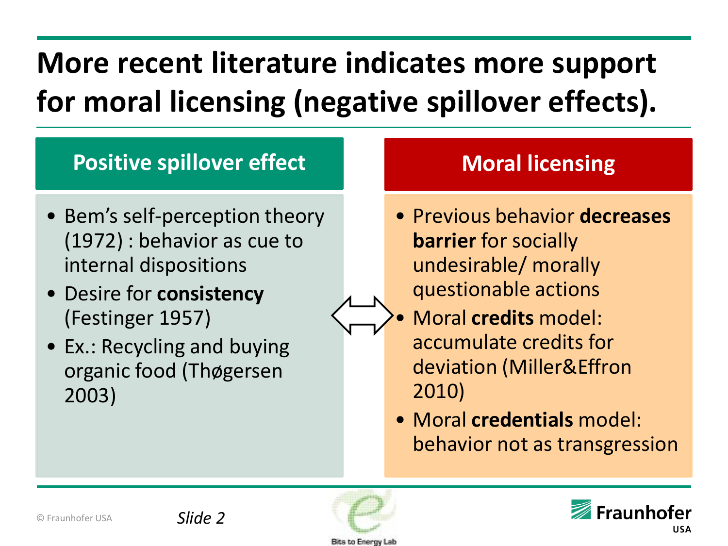# More recent literature indicates more support for moral licensing (negative spillover effects).

## Positive spillover effect

- Bem's self-perception theory (1972) : behavior as cue to internal dispositions
- Desire for **consistency** (Festinger 1957)
- Ex.: Recycling and buying organic food (Thøgersen 2003)

## Moral licensing

- Previous behavior **decreases barrier** for socially undesirable/ morally questionable actions
- Moral **credits** model: accumulate credits for deviation (Miller&Effron 2010)
- Moral **credentials** model: behavior not as transgression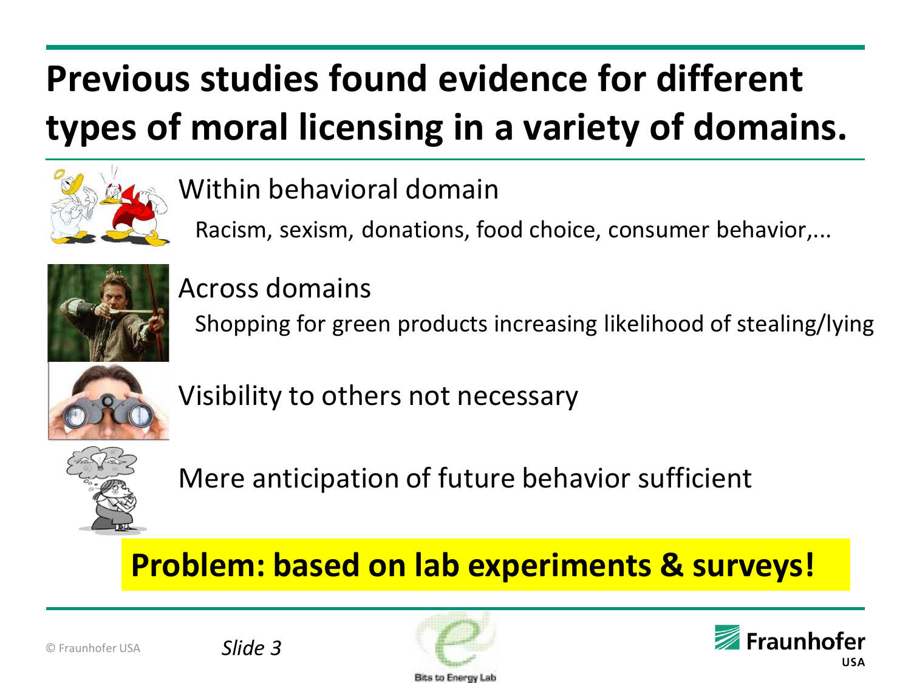# Previous studies found evidence for different types of moral licensing in a variety of domains.

Within behavioral domain

- Racism, sexism, donations, food choice, consumer behavior,...

Across domains

- Shopping for green products increasing likelihood of stealing/lying

Visibility to others not necessary

Mere anticipation of future behavior sufficient

**Problem: based on lab experiments & surveys!**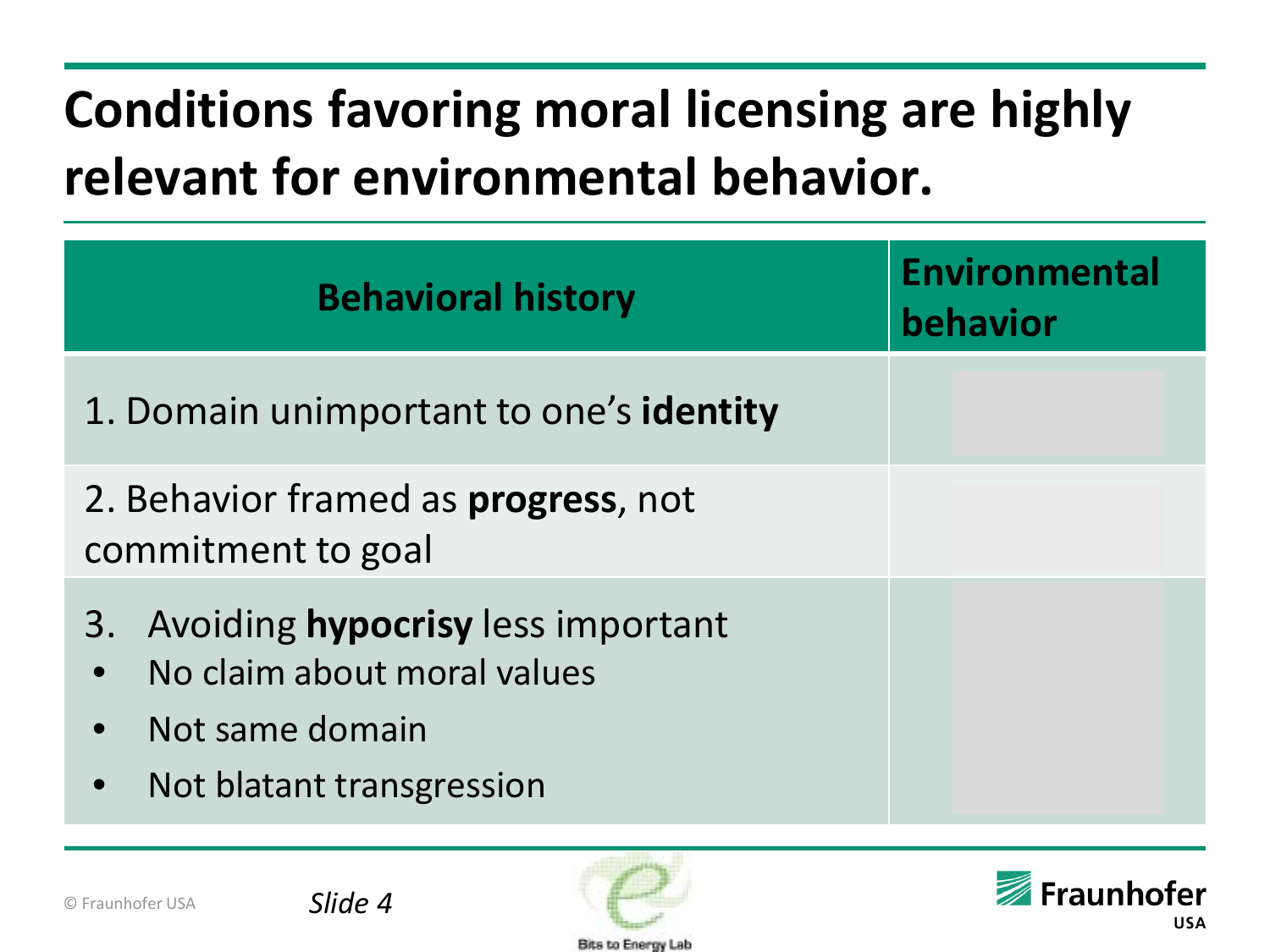# Conditions favoring moral licensing are highly relevant for environmental behavior.

| Behavioral history | Environmental behavior |
| --- | --- |
| 1. Domain unimportant to one's **identity** | |
| 2. Behavior framed as **progress**, not commitment to goal | |
| 3. Avoiding **hypocrisy** less important<br>• No claim about moral values<br>• Not same domain<br>• Not blatant transgression | |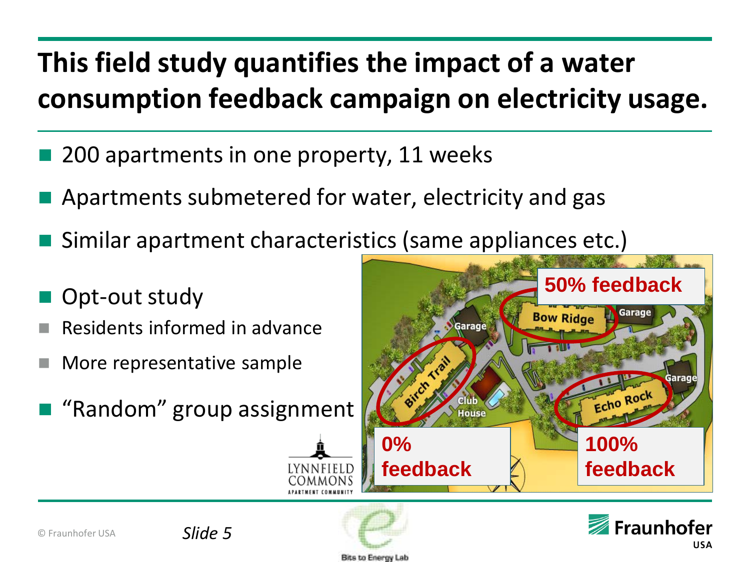# This field study quantifies the impact of a water consumption feedback campaign on electricity usage.

- 200 apartments in one property, 11 weeks
- Apartments submetered for water, electricity and gas
- Similar apartment characteristics (same appliances etc.)
- Opt-out study
  - Residents informed in advance
  - More representative sample
- "Random" group assignment

50% feedback

Bow Ridge

Birch Trail

Echo Rock

0% feedback

100% feedback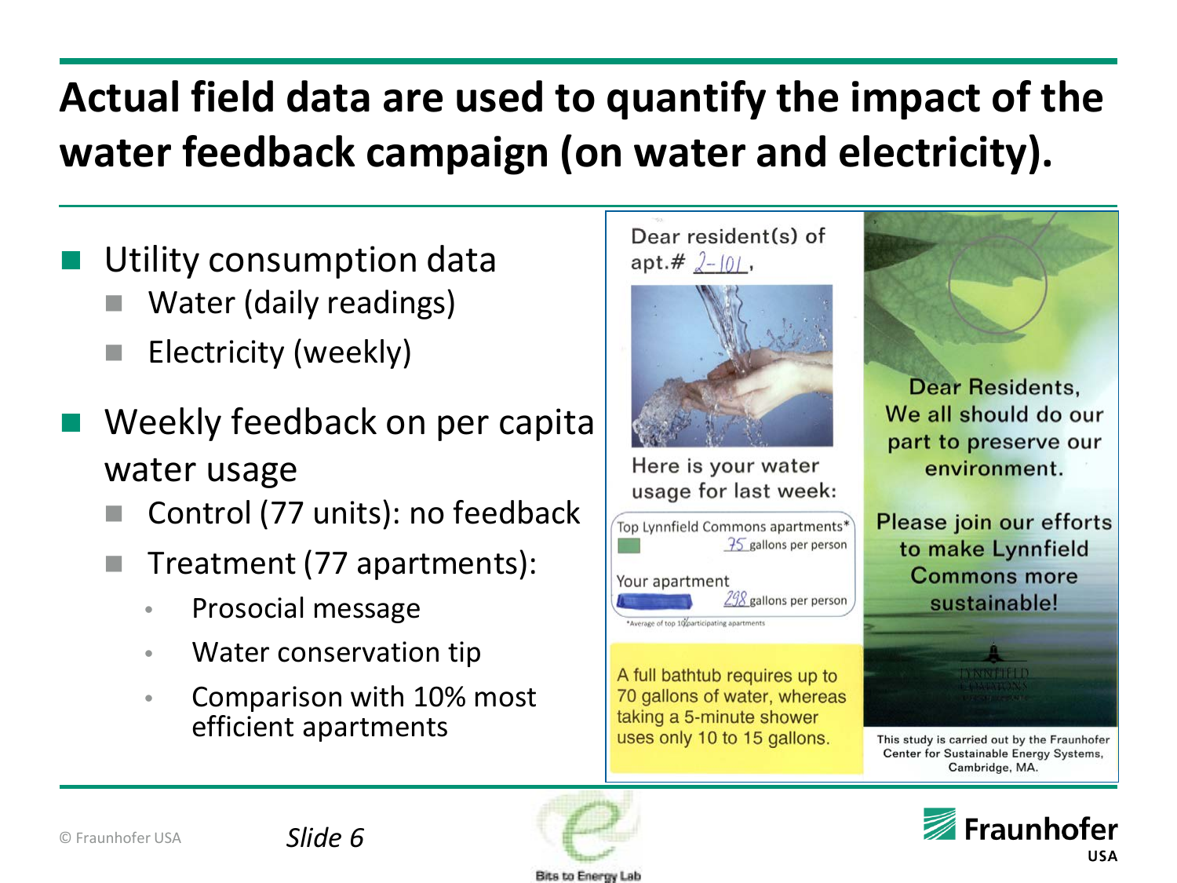# Actual field data are used to quantify the impact of the water feedback campaign (on water and electricity).

- Utility consumption data
  - Water (daily readings)
  - Electricity (weekly)
- Weekly feedback on per capita water usage
  - Control (77 units): no feedback
  - Treatment (77 apartments):
    - Prosocial message
    - Water conservation tip
    - Comparison with 10% most efficient apartments

Dear resident(s) of apt.# 2-101,

Here is your water usage for last week:

Top Lynnfield Commons apartments* 75 gallons per person

Your apartment 298 gallons per person

*Average of top 10% participating apartments

A full bathtub requires up to 70 gallons of water, whereas taking a 5-minute shower uses only 10 to 15 gallons.

Dear Residents,
We all should do our part to preserve our environment.

Please join our efforts to make Lynnfield Commons more sustainable!

This study is carried out by the Fraunhofer Center for Sustainable Energy Systems, Cambridge, MA.

© Fraunhofer USA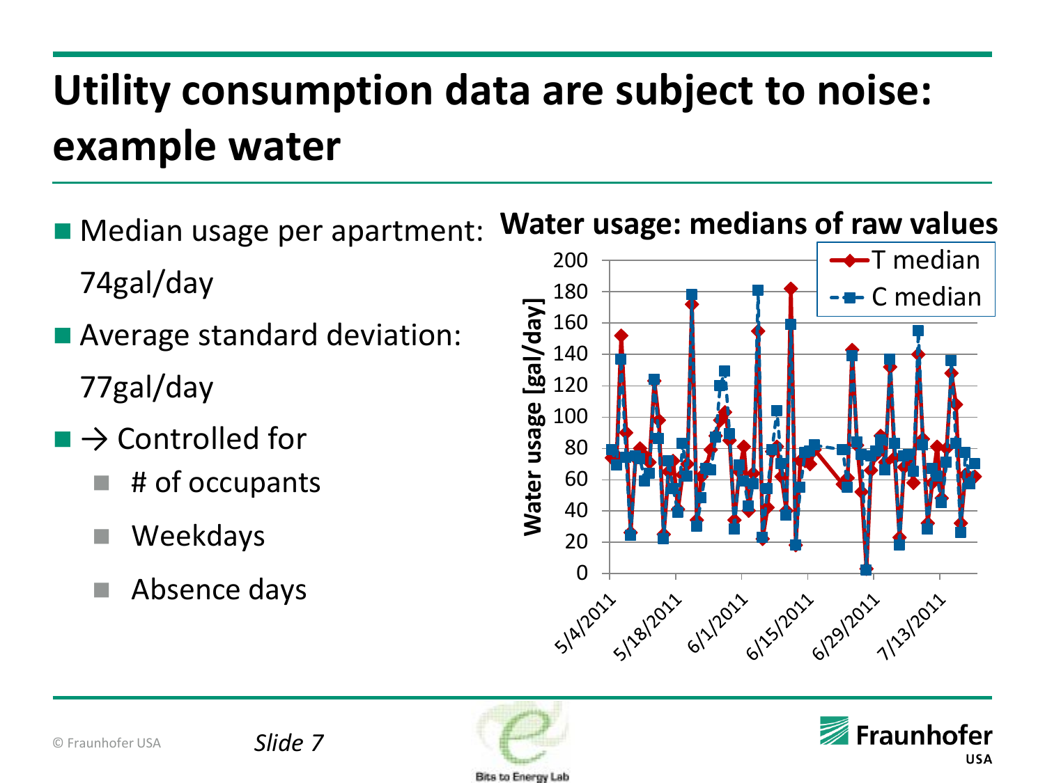# Utility consumption data are subject to noise: example water

- Median usage per apartment: 74gal/day
- Average standard deviation: 77gal/day
- → Controlled for
  - # of occupants
  - Weekdays
  - Absence days

**Water usage: medians of raw values**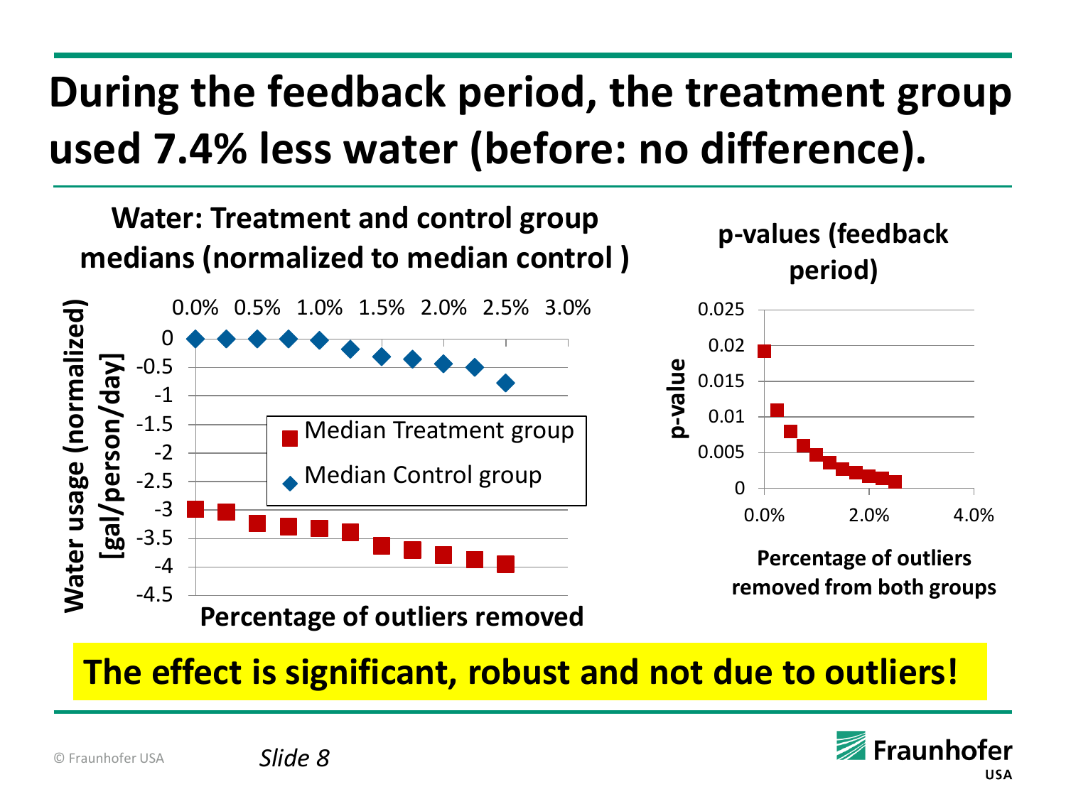# During the feedback period, the treatment group used 7.4% less water (before: no difference).

**Water: Treatment and control group medians (normalized to median control )**

**p-values (feedback period)**

**The effect is significant, robust and not due to outliers!**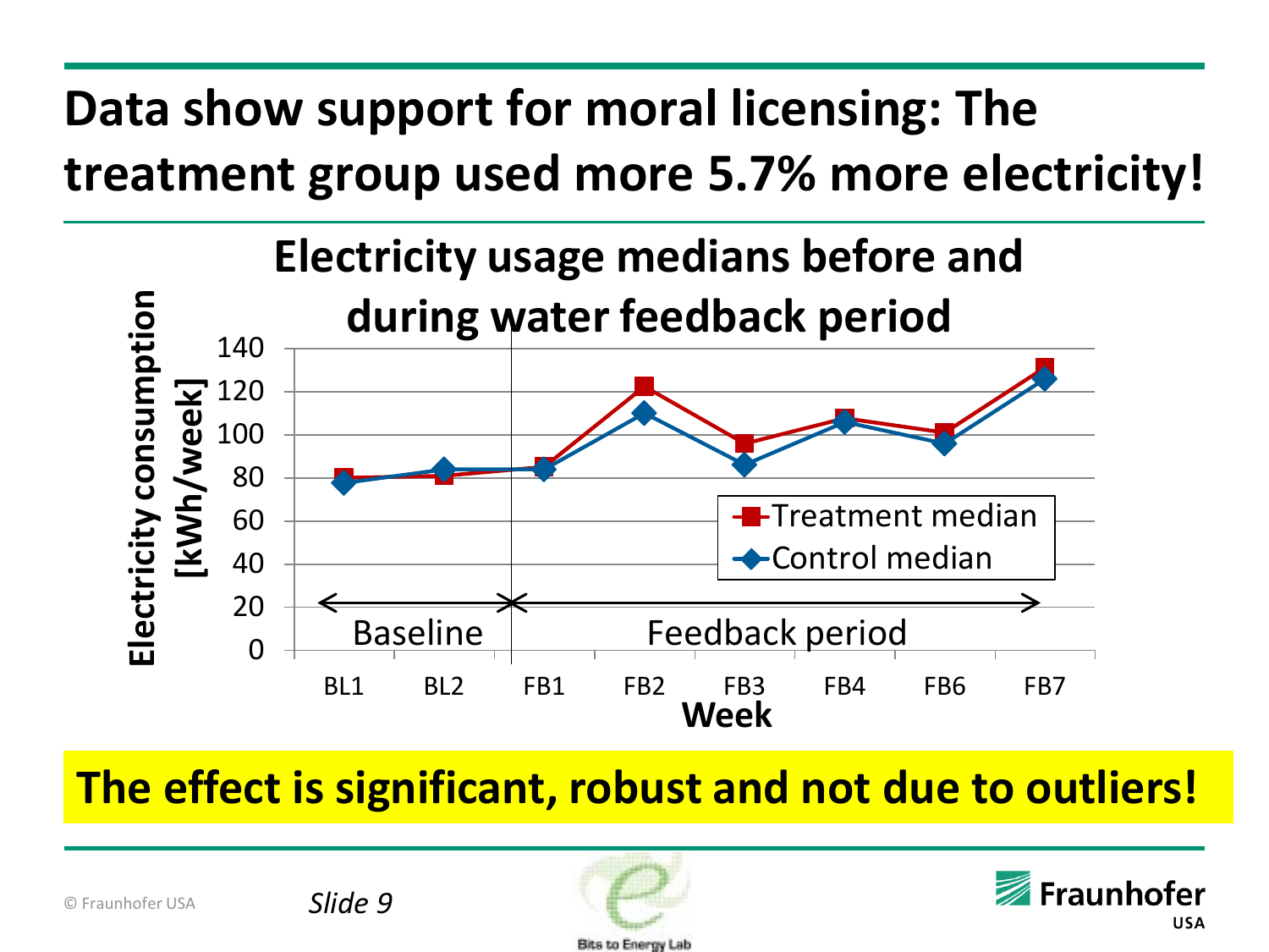# Data show support for moral licensing: The treatment group used more 5.7% more electricity!

**Electricity usage medians before and during water feedback period**

| Week | Treatment median | Control median |
|---|---|---|
| BL1 | 80 | 78 |
| BL2 | 81 | 84 |
| FB1 | 85 | 84 |
| FB2 | 122 | 110 |
| FB3 | 96 | 86 |
| FB4 | 107 | 106 |
| FB6 | 101 | 96 |
| FB7 | 131 | 126 |

Y-axis: Electricity consumption [kWh/week]; X-axis: Week. Baseline: BL1–BL2; Feedback period: FB1–FB7.

**The effect is significant, robust and not due to outliers!**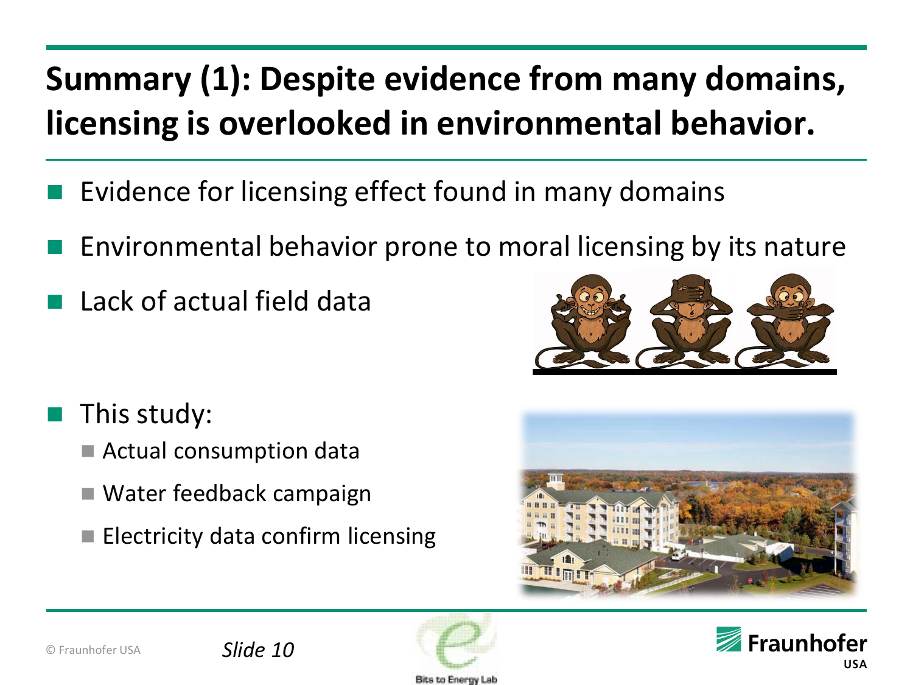# Summary (1): Despite evidence from many domains, licensing is overlooked in environmental behavior.

- Evidence for licensing effect found in many domains
- Environmental behavior prone to moral licensing by its nature
- Lack of actual field data

- This study:
  - Actual consumption data
  - Water feedback campaign
  - Electricity data confirm licensing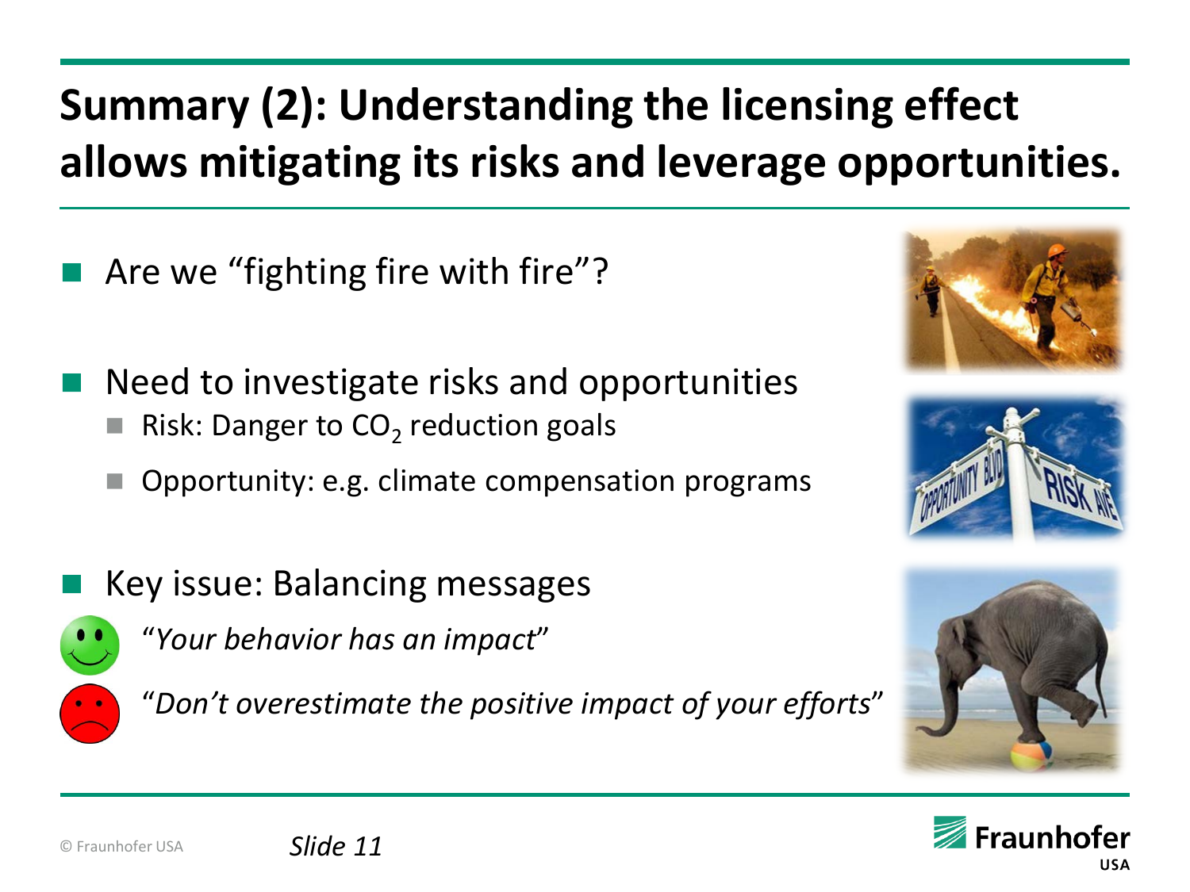# Summary (2): Understanding the licensing effect allows mitigating its risks and leverage opportunities.

- Are we "fighting fire with fire"?
- Need to investigate risks and opportunities
  - Risk: Danger to $CO_2$ reduction goals
  - Opportunity: e.g. climate compensation programs
- Key issue: Balancing messages
  - "*Your behavior has an impact*"
  - "*Don't overestimate the positive impact of your efforts*"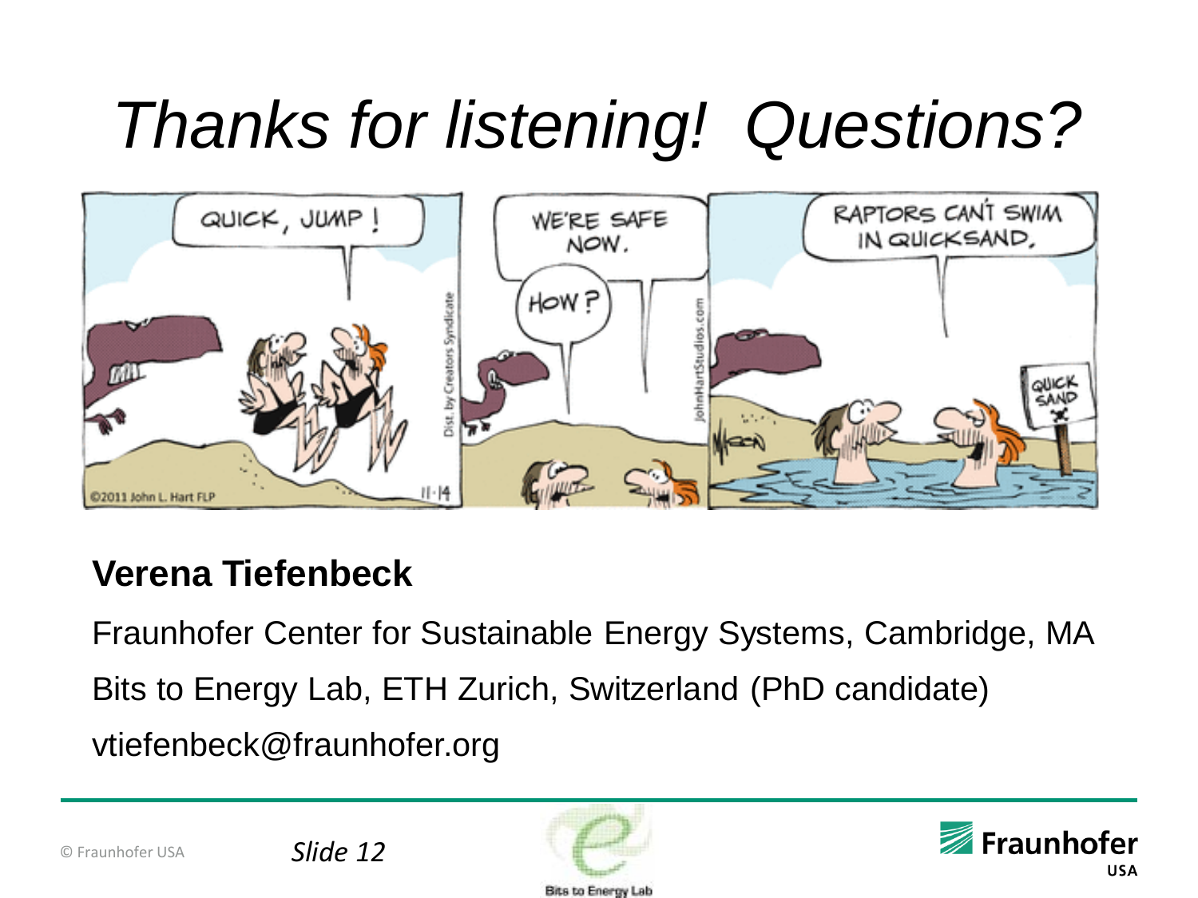# *Thanks for listening! Questions?*

**Verena Tiefenbeck**

Fraunhofer Center for Sustainable Energy Systems, Cambridge, MA

Bits to Energy Lab, ETH Zurich, Switzerland (PhD candidate)

vtiefenbeck@fraunhofer.org